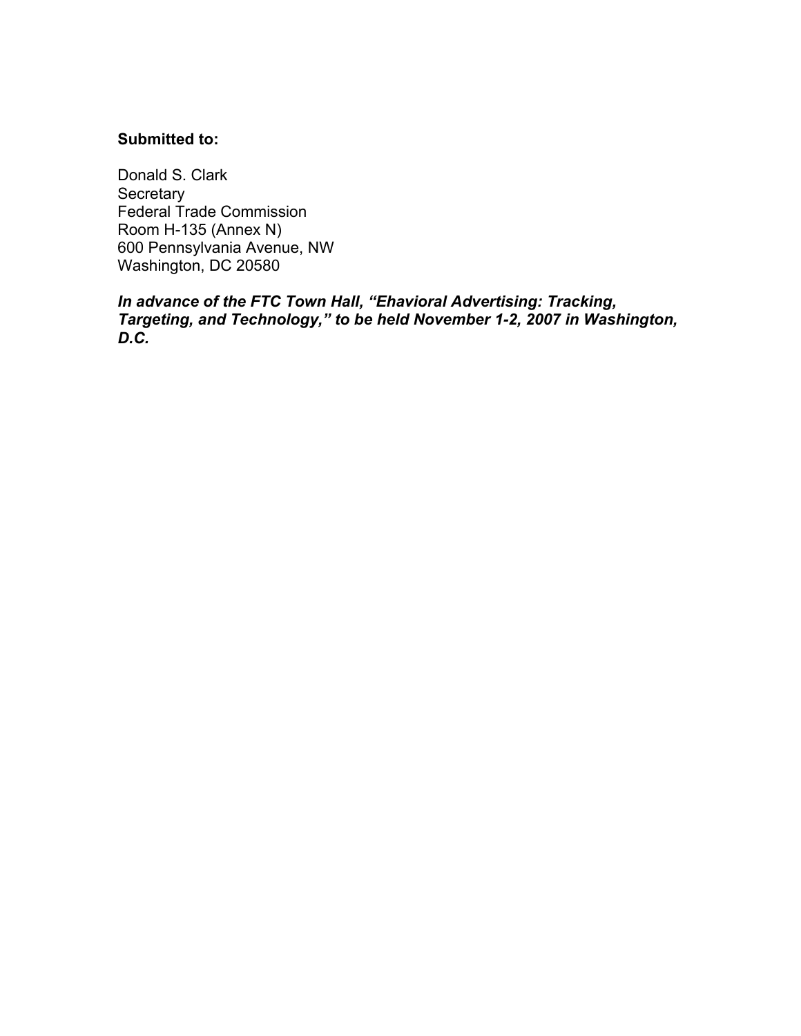**Submitted to:**

Donald S. Clark
Secretary
Federal Trade Commission
Room H-135 (Annex N)
600 Pennsylvania Avenue, NW
Washington, DC 20580

***In advance of the FTC Town Hall, "Ehavioral Advertising: Tracking, Targeting, and Technology," to be held November 1-2, 2007 in Washington, D.C.***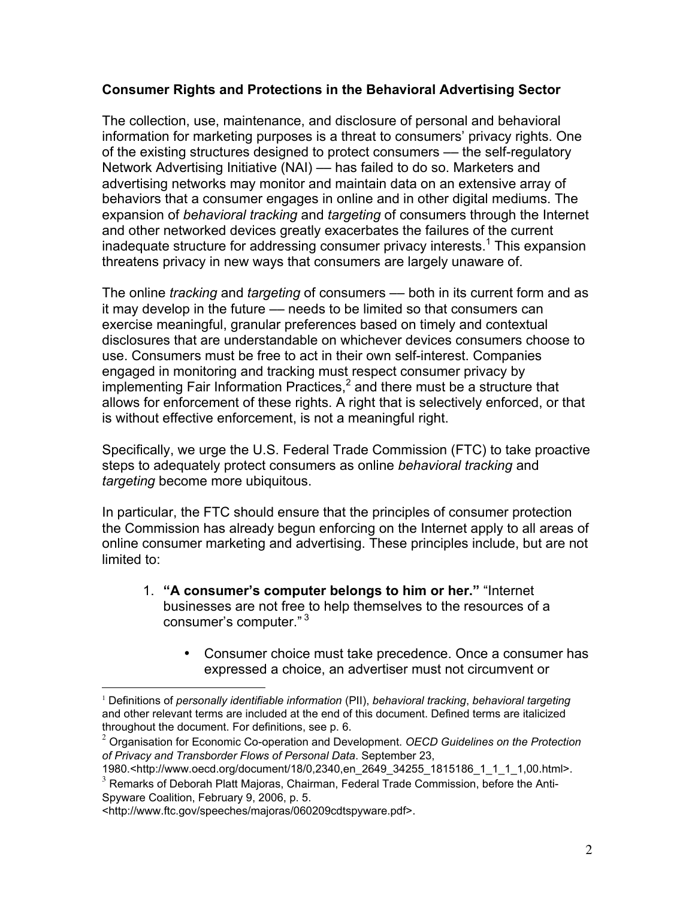**Consumer Rights and Protections in the Behavioral Advertising Sector**

The collection, use, maintenance, and disclosure of personal and behavioral information for marketing purposes is a threat to consumers' privacy rights. One of the existing structures designed to protect consumers — the self-regulatory Network Advertising Initiative (NAI) — has failed to do so. Marketers and advertising networks may monitor and maintain data on an extensive array of behaviors that a consumer engages in online and in other digital mediums. The expansion of *behavioral tracking* and *targeting* of consumers through the Internet and other networked devices greatly exacerbates the failures of the current inadequate structure for addressing consumer privacy interests.[1] This expansion threatens privacy in new ways that consumers are largely unaware of.

The online *tracking* and *targeting* of consumers — both in its current form and as it may develop in the future — needs to be limited so that consumers can exercise meaningful, granular preferences based on timely and contextual disclosures that are understandable on whichever devices consumers choose to use. Consumers must be free to act in their own self-interest. Companies engaged in monitoring and tracking must respect consumer privacy by implementing Fair Information Practices,[2] and there must be a structure that allows for enforcement of these rights. A right that is selectively enforced, or that is without effective enforcement, is not a meaningful right.

Specifically, we urge the U.S. Federal Trade Commission (FTC) to take proactive steps to adequately protect consumers as online *behavioral tracking* and *targeting* become more ubiquitous.

In particular, the FTC should ensure that the principles of consumer protection the Commission has already begun enforcing on the Internet apply to all areas of online consumer marketing and advertising. These principles include, but are not limited to:

1. **"A consumer's computer belongs to him or her."** "Internet businesses are not free to help themselves to the resources of a consumer's computer."[3]

    - Consumer choice must take precedence. Once a consumer has expressed a choice, an advertiser must not circumvent or

---

[1] Definitions of *personally identifiable information* (PII), *behavioral tracking*, *behavioral targeting* and other relevant terms are included at the end of this document. Defined terms are italicized throughout the document. For definitions, see p. 6.

[2] Organisation for Economic Co-operation and Development. *OECD Guidelines on the Protection of Privacy and Transborder Flows of Personal Data*. September 23, 1980.<http://www.oecd.org/document/18/0,2340,en_2649_34255_1815186_1_1_1_1,00.html>.

[3] Remarks of Deborah Platt Majoras, Chairman, Federal Trade Commission, before the Anti-Spyware Coalition, February 9, 2006, p. 5. <http://www.ftc.gov/speeches/majoras/060209cdtspyware.pdf>.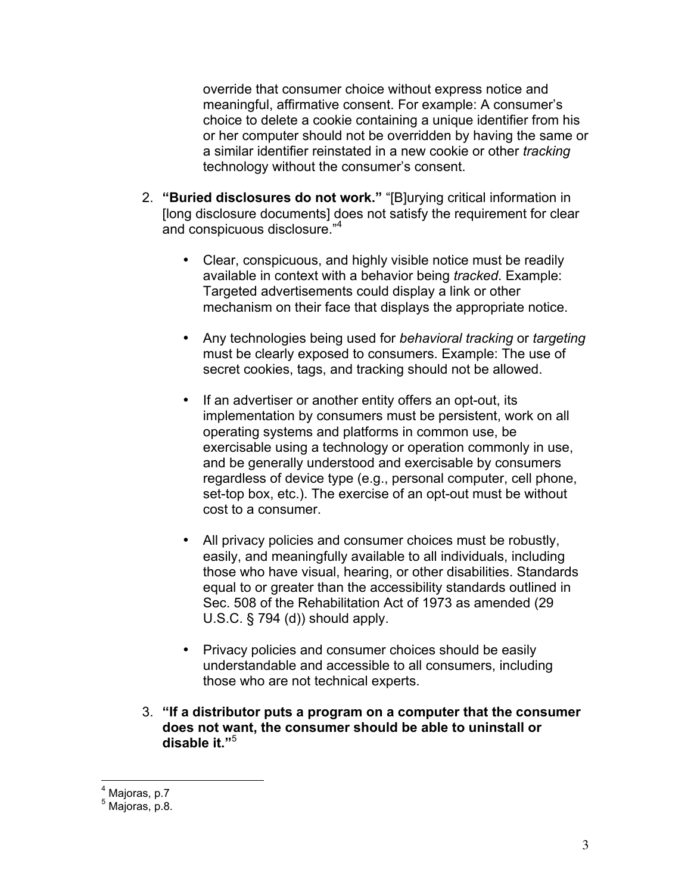override that consumer choice without express notice and meaningful, affirmative consent. For example: A consumer's choice to delete a cookie containing a unique identifier from his or her computer should not be overridden by having the same or a similar identifier reinstated in a new cookie or other *tracking* technology without the consumer's consent.

2. **"Buried disclosures do not work."** "[B]urying critical information in [long disclosure documents] does not satisfy the requirement for clear and conspicuous disclosure."[4]

    - Clear, conspicuous, and highly visible notice must be readily available in context with a behavior being *tracked*. Example: Targeted advertisements could display a link or other mechanism on their face that displays the appropriate notice.

    - Any technologies being used for *behavioral tracking* or *targeting* must be clearly exposed to consumers. Example: The use of secret cookies, tags, and tracking should not be allowed.

    - If an advertiser or another entity offers an opt-out, its implementation by consumers must be persistent, work on all operating systems and platforms in common use, be exercisable using a technology or operation commonly in use, and be generally understood and exercisable by consumers regardless of device type (e.g., personal computer, cell phone, set-top box, etc.). The exercise of an opt-out must be without cost to a consumer.

    - All privacy policies and consumer choices must be robustly, easily, and meaningfully available to all individuals, including those who have visual, hearing, or other disabilities. Standards equal to or greater than the accessibility standards outlined in Sec. 508 of the Rehabilitation Act of 1973 as amended (29 U.S.C. § 794 (d)) should apply.

    - Privacy policies and consumer choices should be easily understandable and accessible to all consumers, including those who are not technical experts.

3. **"If a distributor puts a program on a computer that the consumer does not want, the consumer should be able to uninstall or disable it."**[5]

---

[4] Majoras, p.7

[5] Majoras, p.8.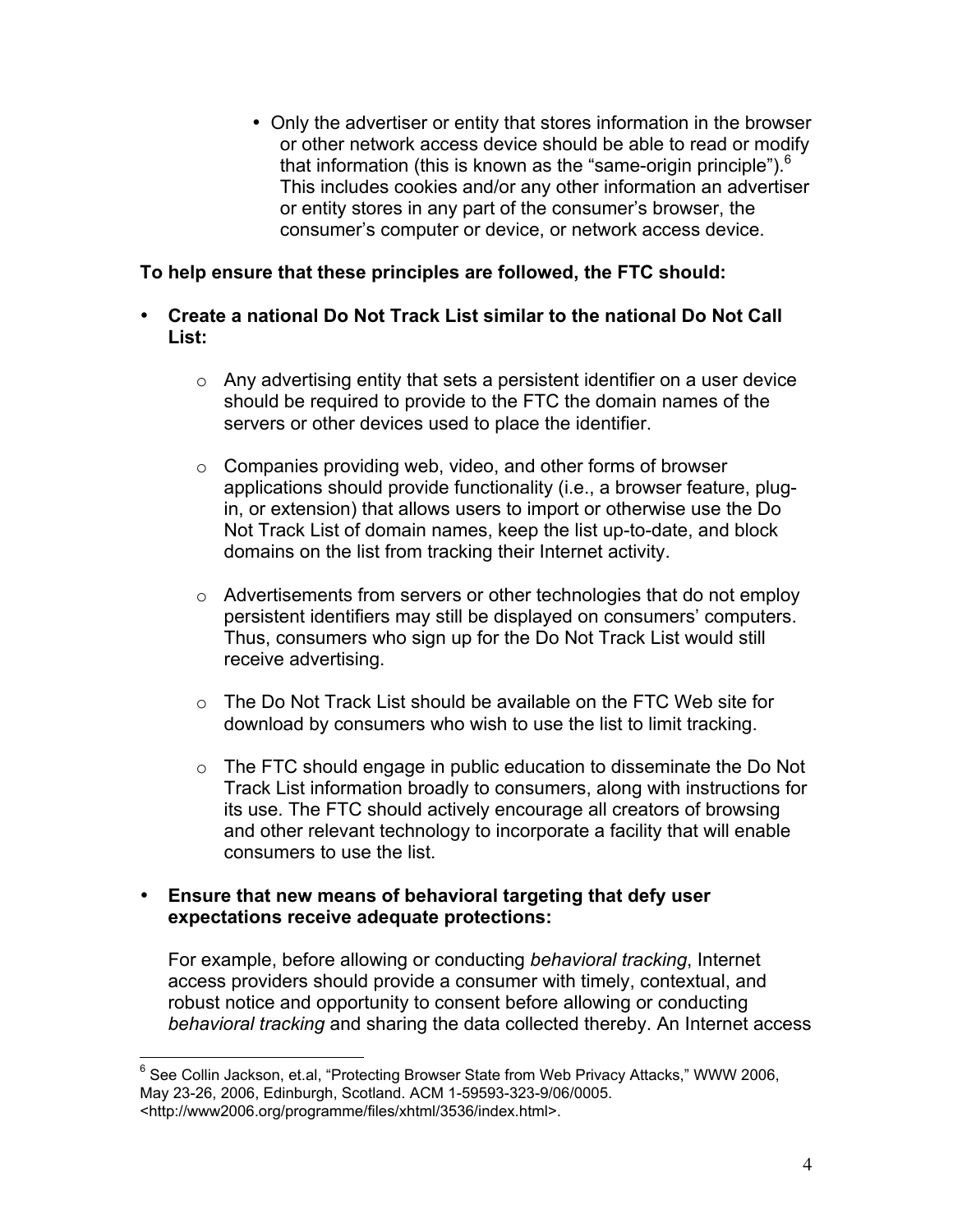- Only the advertiser or entity that stores information in the browser or other network access device should be able to read or modify that information (this is known as the "same-origin principle").[6] This includes cookies and/or any other information an advertiser or entity stores in any part of the consumer's browser, the consumer's computer or device, or network access device.

**To help ensure that these principles are followed, the FTC should:**

- **Create a national Do Not Track List similar to the national Do Not Call List:**
  - Any advertising entity that sets a persistent identifier on a user device should be required to provide to the FTC the domain names of the servers or other devices used to place the identifier.
  - Companies providing web, video, and other forms of browser applications should provide functionality (i.e., a browser feature, plug-in, or extension) that allows users to import or otherwise use the Do Not Track List of domain names, keep the list up-to-date, and block domains on the list from tracking their Internet activity.
  - Advertisements from servers or other technologies that do not employ persistent identifiers may still be displayed on consumers' computers. Thus, consumers who sign up for the Do Not Track List would still receive advertising.
  - The Do Not Track List should be available on the FTC Web site for download by consumers who wish to use the list to limit tracking.
  - The FTC should engage in public education to disseminate the Do Not Track List information broadly to consumers, along with instructions for its use. The FTC should actively encourage all creators of browsing and other relevant technology to incorporate a facility that will enable consumers to use the list.

- **Ensure that new means of behavioral targeting that defy user expectations receive adequate protections:**

  For example, before allowing or conducting *behavioral tracking*, Internet access providers should provide a consumer with timely, contextual, and robust notice and opportunity to consent before allowing or conducting *behavioral tracking* and sharing the data collected thereby. An Internet access

[6] See Collin Jackson, et.al, "Protecting Browser State from Web Privacy Attacks," WWW 2006, May 23-26, 2006, Edinburgh, Scotland. ACM 1-59593-323-9/06/0005. <http://www2006.org/programme/files/xhtml/3536/index.html>.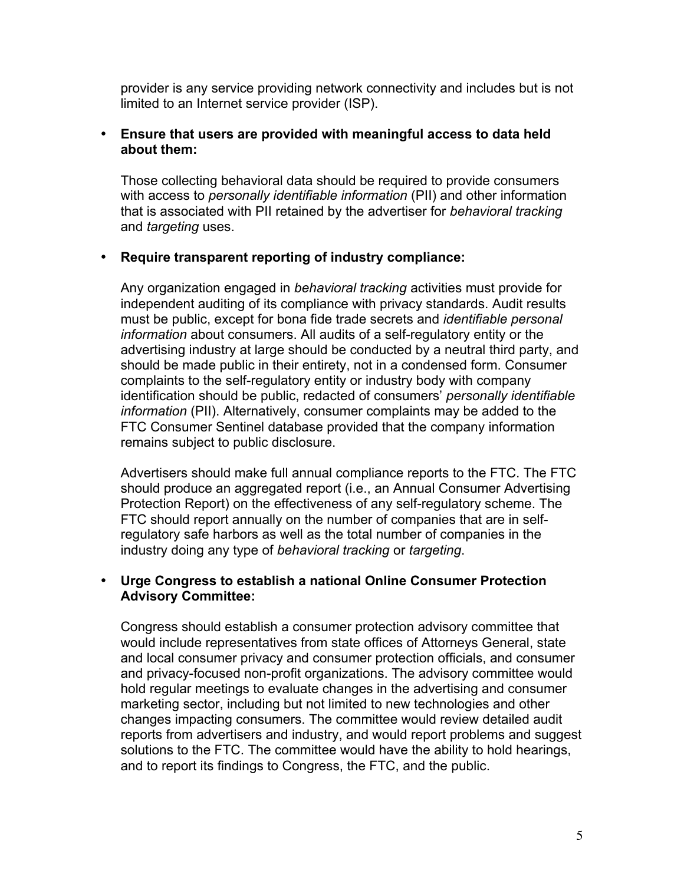provider is any service providing network connectivity and includes but is not limited to an Internet service provider (ISP).

- **Ensure that users are provided with meaningful access to data held about them:**

  Those collecting behavioral data should be required to provide consumers with access to *personally identifiable information* (PII) and other information that is associated with PII retained by the advertiser for *behavioral tracking* and *targeting* uses.

- **Require transparent reporting of industry compliance:**

  Any organization engaged in *behavioral tracking* activities must provide for independent auditing of its compliance with privacy standards. Audit results must be public, except for bona fide trade secrets and *identifiable personal information* about consumers. All audits of a self-regulatory entity or the advertising industry at large should be conducted by a neutral third party, and should be made public in their entirety, not in a condensed form. Consumer complaints to the self-regulatory entity or industry body with company identification should be public, redacted of consumers' *personally identifiable information* (PII). Alternatively, consumer complaints may be added to the FTC Consumer Sentinel database provided that the company information remains subject to public disclosure.

  Advertisers should make full annual compliance reports to the FTC. The FTC should produce an aggregated report (i.e., an Annual Consumer Advertising Protection Report) on the effectiveness of any self-regulatory scheme. The FTC should report annually on the number of companies that are in self-regulatory safe harbors as well as the total number of companies in the industry doing any type of *behavioral tracking* or *targeting*.

- **Urge Congress to establish a national Online Consumer Protection Advisory Committee:**

  Congress should establish a consumer protection advisory committee that would include representatives from state offices of Attorneys General, state and local consumer privacy and consumer protection officials, and consumer and privacy-focused non-profit organizations. The advisory committee would hold regular meetings to evaluate changes in the advertising and consumer marketing sector, including but not limited to new technologies and other changes impacting consumers. The committee would review detailed audit reports from advertisers and industry, and would report problems and suggest solutions to the FTC. The committee would have the ability to hold hearings, and to report its findings to Congress, the FTC, and the public.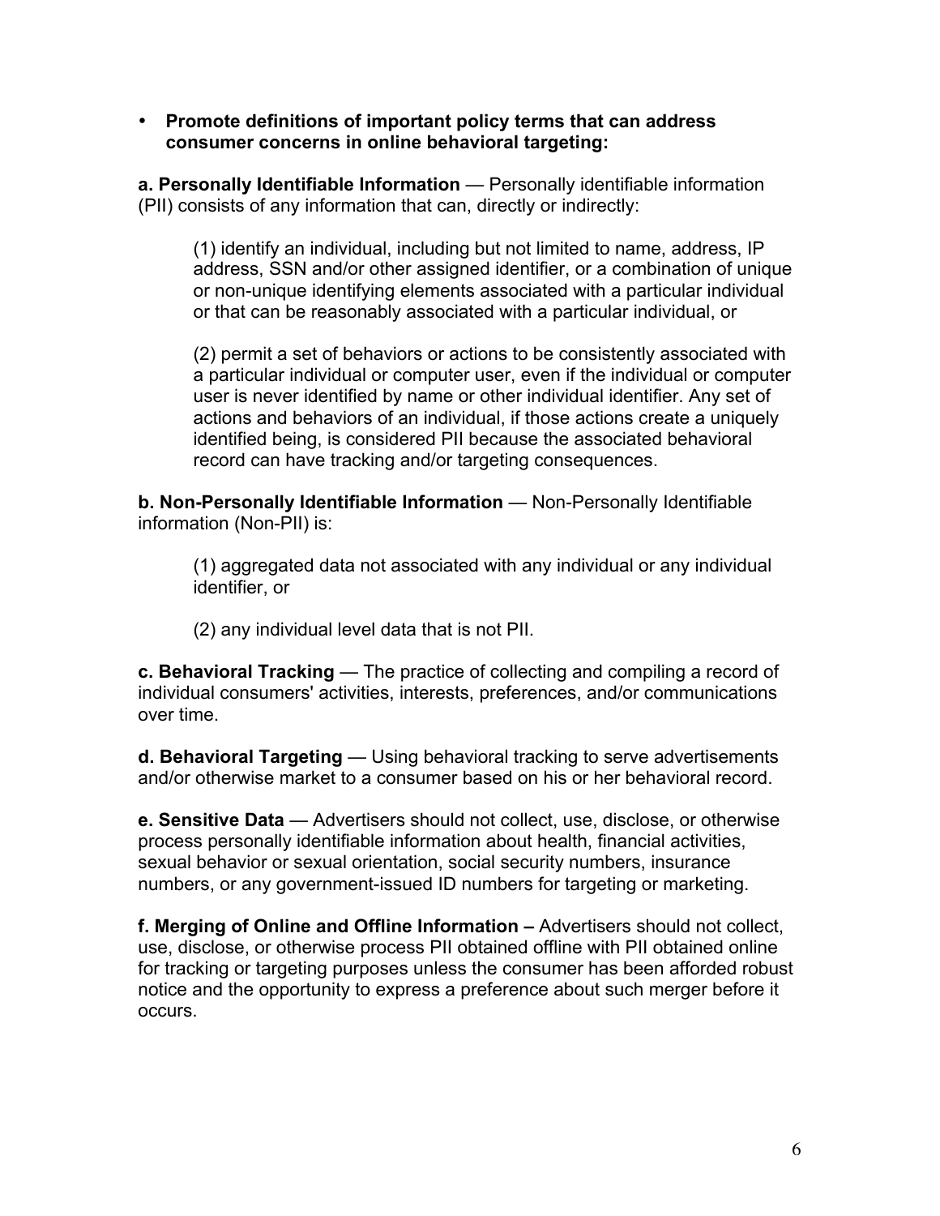- **Promote definitions of important policy terms that can address consumer concerns in online behavioral targeting:**

**a. Personally Identifiable Information** — Personally identifiable information (PII) consists of any information that can, directly or indirectly:

> (1) identify an individual, including but not limited to name, address, IP address, SSN and/or other assigned identifier, or a combination of unique or non-unique identifying elements associated with a particular individual or that can be reasonably associated with a particular individual, or
>
> (2) permit a set of behaviors or actions to be consistently associated with a particular individual or computer user, even if the individual or computer user is never identified by name or other individual identifier. Any set of actions and behaviors of an individual, if those actions create a uniquely identified being, is considered PII because the associated behavioral record can have tracking and/or targeting consequences.

**b. Non-Personally Identifiable Information** — Non-Personally Identifiable information (Non-PII) is:

> (1) aggregated data not associated with any individual or any individual identifier, or
>
> (2) any individual level data that is not PII.

**c. Behavioral Tracking** — The practice of collecting and compiling a record of individual consumers' activities, interests, preferences, and/or communications over time.

**d. Behavioral Targeting** — Using behavioral tracking to serve advertisements and/or otherwise market to a consumer based on his or her behavioral record.

**e. Sensitive Data** — Advertisers should not collect, use, disclose, or otherwise process personally identifiable information about health, financial activities, sexual behavior or sexual orientation, social security numbers, insurance numbers, or any government-issued ID numbers for targeting or marketing.

**f. Merging of Online and Offline Information –** Advertisers should not collect, use, disclose, or otherwise process PII obtained offline with PII obtained online for tracking or targeting purposes unless the consumer has been afforded robust notice and the opportunity to express a preference about such merger before it occurs.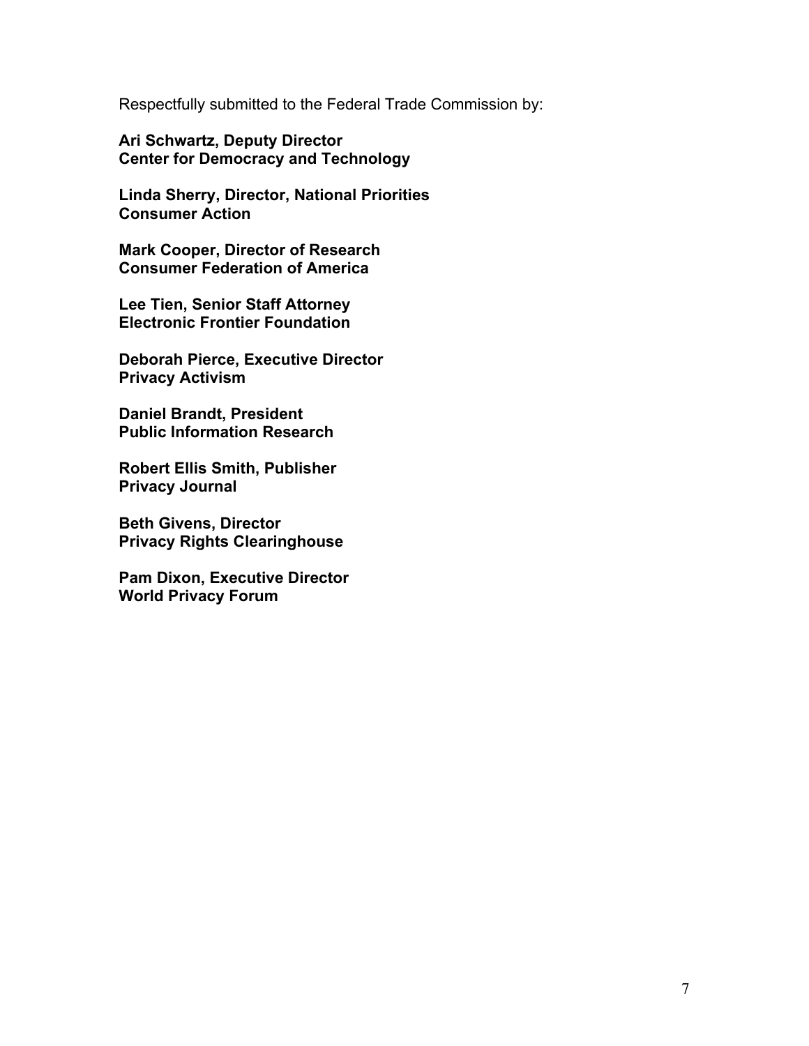Respectfully submitted to the Federal Trade Commission by:

**Ari Schwartz, Deputy Director**
**Center for Democracy and Technology**

**Linda Sherry, Director, National Priorities**
**Consumer Action**

**Mark Cooper, Director of Research**
**Consumer Federation of America**

**Lee Tien, Senior Staff Attorney**
**Electronic Frontier Foundation**

**Deborah Pierce, Executive Director**
**Privacy Activism**

**Daniel Brandt, President**
**Public Information Research**

**Robert Ellis Smith, Publisher**
**Privacy Journal**

**Beth Givens, Director**
**Privacy Rights Clearinghouse**

**Pam Dixon, Executive Director**
**World Privacy Forum**